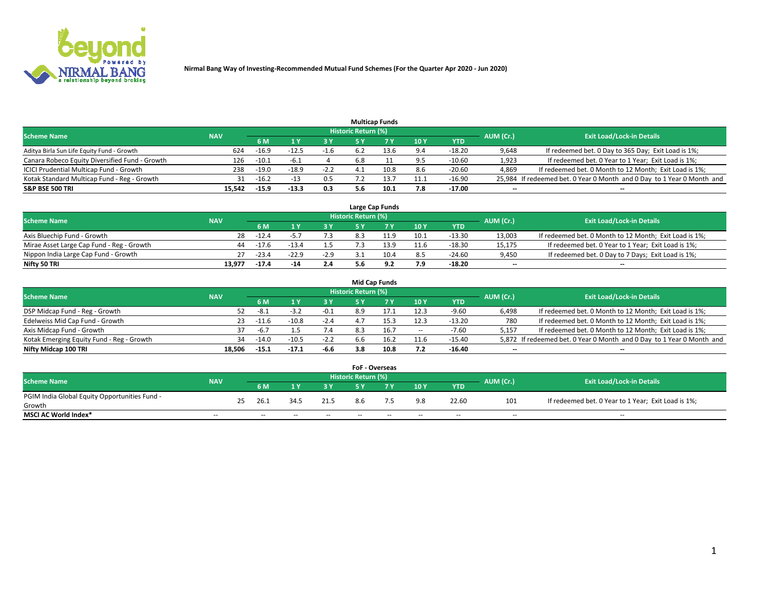**Nirmal Bang Way of Investing-Recommended Mutual Fund Schemes (For the Quarter Apr 2020 - Jun 2020)**

### Multicap Funds

| Scheme Name | NAV | Historic Return (%) | | | | | | | AUM (Cr.) | Exit Load/Lock-in Details |
|---|---|---|---|---|---|---|---|---|---|---|
| | | 6 M | 1 Y | 3 Y | 5 Y | 7 Y | 10 Y | YTD | | |
| Aditya Birla Sun Life Equity Fund - Growth | 624 | -16.9 | -12.5 | -1.6 | 6.2 | 13.6 | 9.4 | -18.20 | 9,648 | If redeemed bet. 0 Day to 365 Day; Exit Load is 1%; |
| Canara Robeco Equity Diversified Fund - Growth | 126 | -10.1 | -6.1 | 4 | 6.8 | 11 | 9.5 | -10.60 | 1,923 | If redeemed bet. 0 Year to 1 Year; Exit Load is 1%; |
| ICICI Prudential Multicap Fund - Growth | 238 | -19.0 | -18.9 | -2.2 | 4.1 | 10.8 | 8.6 | -20.60 | 4,869 | If redeemed bet. 0 Month to 12 Month; Exit Load is 1%; |
| Kotak Standard Multicap Fund - Reg - Growth | 31 | -16.2 | -13 | 0.5 | 7.2 | 13.7 | 11.1 | -16.90 | 25,984 | If redeemed bet. 0 Year 0 Month and 0 Day to 1 Year 0 Month and |
| **S&P BSE 500 TRI** | **15,542** | **-15.9** | **-13.3** | **0.3** | **5.6** | **10.1** | **7.8** | **-17.00** | **--** | **--** |

### Large Cap Funds

| Scheme Name | NAV | Historic Return (%) | | | | | | | AUM (Cr.) | Exit Load/Lock-in Details |
|---|---|---|---|---|---|---|---|---|---|---|
| | | 6 M | 1 Y | 3 Y | 5 Y | 7 Y | 10 Y | YTD | | |
| Axis Bluechip Fund - Growth | 28 | -12.4 | -5.7 | 7.3 | 8.3 | 11.9 | 10.1 | -13.30 | 13,003 | If redeemed bet. 0 Month to 12 Month; Exit Load is 1%; |
| Mirae Asset Large Cap Fund - Reg - Growth | 44 | -17.6 | -13.4 | 1.5 | 7.3 | 13.9 | 11.6 | -18.30 | 15,175 | If redeemed bet. 0 Year to 1 Year; Exit Load is 1%; |
| Nippon India Large Cap Fund - Growth | 27 | -23.4 | -22.9 | -2.9 | 3.1 | 10.4 | 8.5 | -24.60 | 9,450 | If redeemed bet. 0 Day to 7 Days; Exit Load is 1%; |
| **Nifty 50 TRI** | **13,977** | **-17.4** | **-14** | **2.4** | **5.6** | **9.2** | **7.9** | **-18.20** | **--** | **--** |

### Mid Cap Funds

| Scheme Name | NAV | Historic Return (%) | | | | | | | AUM (Cr.) | Exit Load/Lock-in Details |
|---|---|---|---|---|---|---|---|---|---|---|
| | | 6 M | 1 Y | 3 Y | 5 Y | 7 Y | 10 Y | YTD | | |
| DSP Midcap Fund - Reg - Growth | 52 | -8.1 | -3.2 | -0.1 | 8.9 | 17.1 | 12.3 | -9.60 | 6,498 | If redeemed bet. 0 Month to 12 Month; Exit Load is 1%; |
| Edelweiss Mid Cap Fund - Growth | 23 | -11.6 | -10.8 | -2.4 | 4.7 | 15.3 | 12.3 | -13.20 | 780 | If redeemed bet. 0 Month to 12 Month; Exit Load is 1%; |
| Axis Midcap Fund - Growth | 37 | -6.7 | 1.5 | 7.4 | 8.3 | 16.7 | -- | -7.60 | 5,157 | If redeemed bet. 0 Month to 12 Month; Exit Load is 1%; |
| Kotak Emerging Equity Fund - Reg - Growth | 34 | -14.0 | -10.5 | -2.2 | 6.6 | 16.2 | 11.6 | -15.40 | 5,872 | If redeemed bet. 0 Year 0 Month and 0 Day to 1 Year 0 Month and |
| **Nifty Midcap 100 TRI** | **18,506** | **-15.1** | **-17.1** | **-6.6** | **3.8** | **10.8** | **7.2** | **-16.40** | **--** | **--** |

### FoF - Overseas

| Scheme Name | NAV | Historic Return (%) | | | | | | | AUM (Cr.) | Exit Load/Lock-in Details |
|---|---|---|---|---|---|---|---|---|---|---|
| | | 6 M | 1 Y | 3 Y | 5 Y | 7 Y | 10 Y | YTD | | |
| PGIM India Global Equity Opportunities Fund - Growth | 25 | 26.1 | 34.5 | 21.5 | 8.6 | 7.5 | 9.8 | 22.60 | 101 | If redeemed bet. 0 Year to 1 Year; Exit Load is 1%; |
| **MSCI AC World Index*** | -- | -- | -- | -- | -- | -- | -- | -- | -- | -- |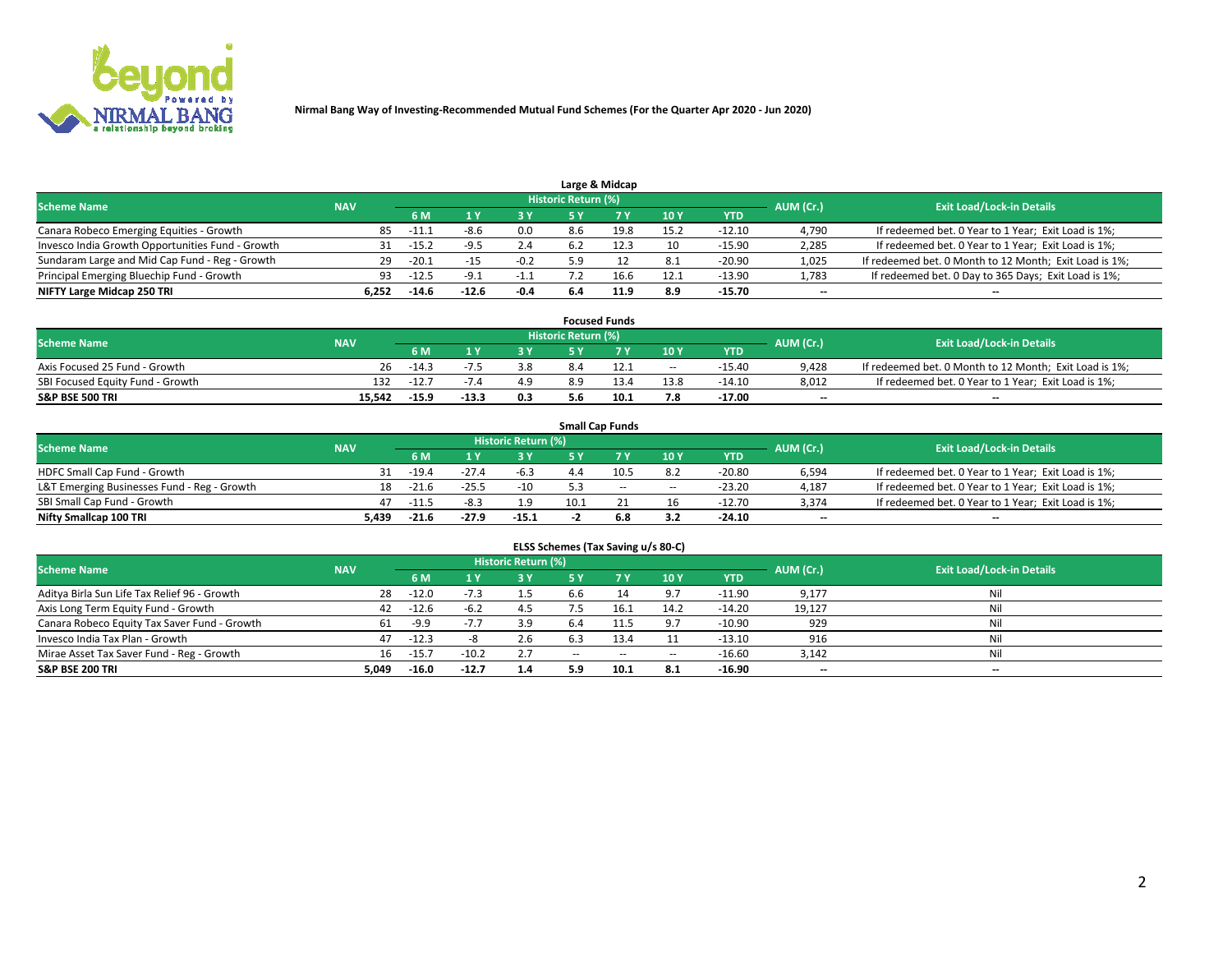Nirmal Bang Way of Investing-Recommended Mutual Fund Schemes (For the Quarter Apr 2020 - Jun 2020)

### Large & Midcap

| Scheme Name | NAV | Historic Return (%) | | | | | | | AUM (Cr.) | Exit Load/Lock-in Details |
|---|---|---|---|---|---|---|---|---|---|---|
| | | 6 M | 1 Y | 3 Y | 5 Y | 7 Y | 10 Y | YTD | | |
| Canara Robeco Emerging Equities - Growth | 85 | -11.1 | -8.6 | 0.0 | 8.6 | 19.8 | 15.2 | -12.10 | 4,790 | If redeemed bet. 0 Year to 1 Year; Exit Load is 1%; |
| Invesco India Growth Opportunities Fund - Growth | 31 | -15.2 | -9.5 | 2.4 | 6.2 | 12.3 | 10 | -15.90 | 2,285 | If redeemed bet. 0 Year to 1 Year; Exit Load is 1%; |
| Sundaram Large and Mid Cap Fund - Reg - Growth | 29 | -20.1 | -15 | -0.2 | 5.9 | 12 | 8.1 | -20.90 | 1,025 | If redeemed bet. 0 Month to 12 Month; Exit Load is 1%; |
| Principal Emerging Bluechip Fund - Growth | 93 | -12.5 | -9.1 | -1.1 | 7.2 | 16.6 | 12.1 | -13.90 | 1,783 | If redeemed bet. 0 Day to 365 Days; Exit Load is 1%; |
| **NIFTY Large Midcap 250 TRI** | **6,252** | **-14.6** | **-12.6** | **-0.4** | **6.4** | **11.9** | **8.9** | **-15.70** | -- | -- |

### Focused Funds

| Scheme Name | NAV | Historic Return (%) | | | | | | | AUM (Cr.) | Exit Load/Lock-in Details |
|---|---|---|---|---|---|---|---|---|---|---|
| | | 6 M | 1 Y | 3 Y | 5 Y | 7 Y | 10 Y | YTD | | |
| Axis Focused 25 Fund - Growth | 26 | -14.3 | -7.5 | 3.8 | 8.4 | 12.1 | -- | -15.40 | 9,428 | If redeemed bet. 0 Month to 12 Month; Exit Load is 1%; |
| SBI Focused Equity Fund - Growth | 132 | -12.7 | -7.4 | 4.9 | 8.9 | 13.4 | 13.8 | -14.10 | 8,012 | If redeemed bet. 0 Year to 1 Year; Exit Load is 1%; |
| **S&P BSE 500 TRI** | **15,542** | **-15.9** | **-13.3** | **0.3** | **5.6** | **10.1** | **7.8** | **-17.00** | -- | -- |

### Small Cap Funds

| Scheme Name | NAV | Historic Return (%) | | | | | | | AUM (Cr.) | Exit Load/Lock-in Details |
|---|---|---|---|---|---|---|---|---|---|---|
| | | 6 M | 1 Y | 3 Y | 5 Y | 7 Y | 10 Y | YTD | | |
| HDFC Small Cap Fund - Growth | 31 | -19.4 | -27.4 | -6.3 | 4.4 | 10.5 | 8.2 | -20.80 | 6,594 | If redeemed bet. 0 Year to 1 Year; Exit Load is 1%; |
| L&T Emerging Businesses Fund - Reg - Growth | 18 | -21.6 | -25.5 | -10 | 5.3 | -- | -- | -23.20 | 4,187 | If redeemed bet. 0 Year to 1 Year; Exit Load is 1%; |
| SBI Small Cap Fund - Growth | 47 | -11.5 | -8.3 | 1.9 | 10.1 | 21 | 16 | -12.70 | 3,374 | If redeemed bet. 0 Year to 1 Year; Exit Load is 1%; |
| **Nifty Smallcap 100 TRI** | **5,439** | **-21.6** | **-27.9** | **-15.1** | **-2** | **6.8** | **3.2** | **-24.10** | -- | -- |

### ELSS Schemes (Tax Saving u/s 80-C)

| Scheme Name | NAV | Historic Return (%) | | | | | | | AUM (Cr.) | Exit Load/Lock-in Details |
|---|---|---|---|---|---|---|---|---|---|---|
| | | 6 M | 1 Y | 3 Y | 5 Y | 7 Y | 10 Y | YTD | | |
| Aditya Birla Sun Life Tax Relief 96 - Growth | 28 | -12.0 | -7.3 | 1.5 | 6.6 | 14 | 9.7 | -11.90 | 9,177 | Nil |
| Axis Long Term Equity Fund - Growth | 42 | -12.6 | -6.2 | 4.5 | 7.5 | 16.1 | 14.2 | -14.20 | 19,127 | Nil |
| Canara Robeco Equity Tax Saver Fund - Growth | 61 | -9.9 | -7.7 | 3.9 | 6.4 | 11.5 | 9.7 | -10.90 | 929 | Nil |
| Invesco India Tax Plan - Growth | 47 | -12.3 | -8 | 2.6 | 6.3 | 13.4 | 11 | -13.10 | 916 | Nil |
| Mirae Asset Tax Saver Fund - Reg - Growth | 16 | -15.7 | -10.2 | 2.7 | -- | -- | -- | -16.60 | 3,142 | Nil |
| **S&P BSE 200 TRI** | **5,049** | **-16.0** | **-12.7** | **1.4** | **5.9** | **10.1** | **8.1** | **-16.90** | -- | -- |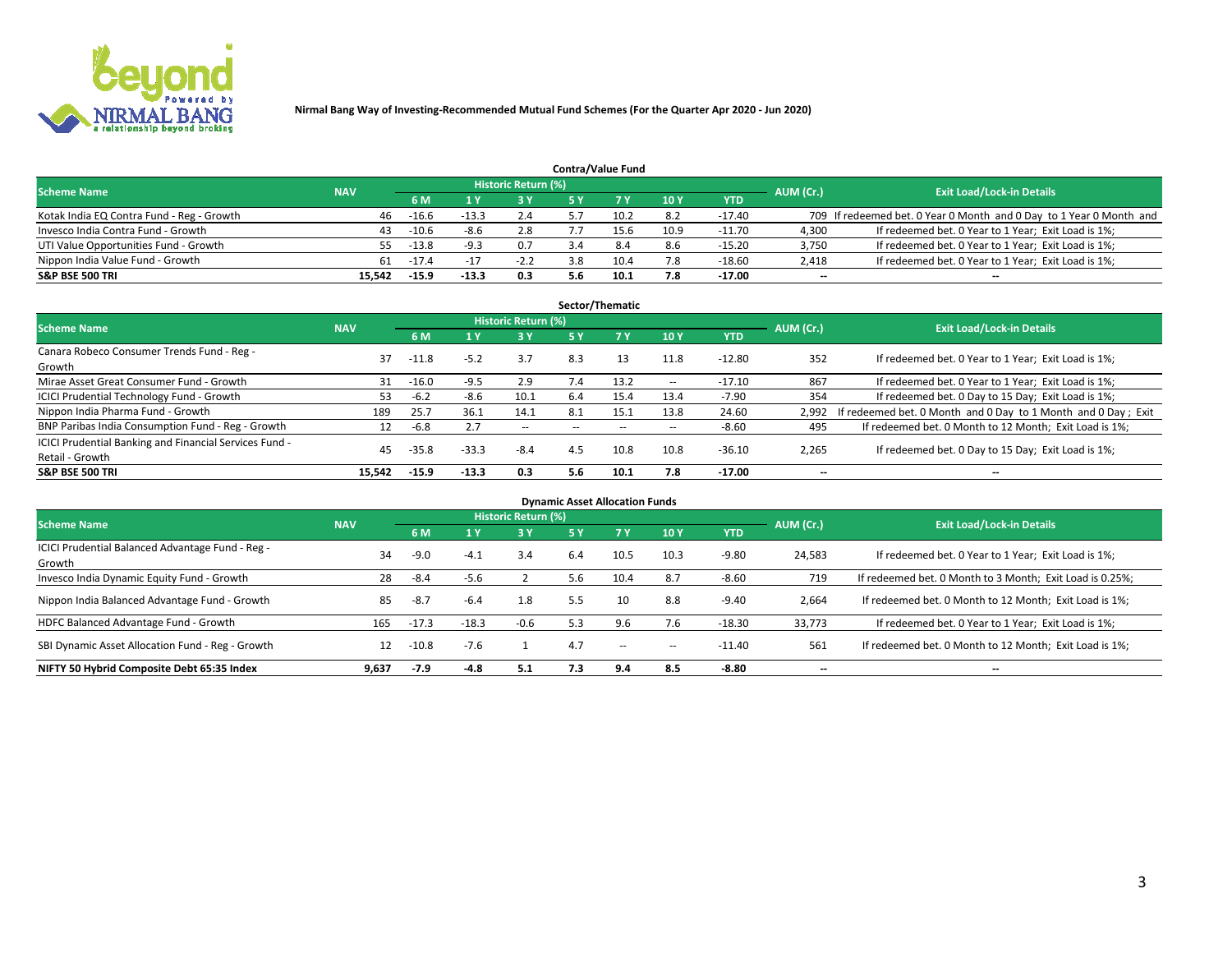Nirmal Bang Way of Investing-Recommended Mutual Fund Schemes (For the Quarter Apr 2020 - Jun 2020)

## Contra/Value Fund

| Scheme Name | NAV | Historic Return (%) | | | | | | | AUM (Cr.) | Exit Load/Lock-in Details |
|---|---|---|---|---|---|---|---|---|---|---|
| | | 6 M | 1 Y | 3 Y | 5 Y | 7 Y | 10 Y | YTD | | |
| Kotak India EQ Contra Fund - Reg - Growth | 46 | -16.6 | -13.3 | 2.4 | 5.7 | 10.2 | 8.2 | -17.40 | 709 | If redeemed bet. 0 Year 0 Month and 0 Day to 1 Year 0 Month and |
| Invesco India Contra Fund - Growth | 43 | -10.6 | -8.6 | 2.8 | 7.7 | 15.6 | 10.9 | -11.70 | 4,300 | If redeemed bet. 0 Year to 1 Year; Exit Load is 1%; |
| UTI Value Opportunities Fund - Growth | 55 | -13.8 | -9.3 | 0.7 | 3.4 | 8.4 | 8.6 | -15.20 | 3,750 | If redeemed bet. 0 Year to 1 Year; Exit Load is 1%; |
| Nippon India Value Fund - Growth | 61 | -17.4 | -17 | -2.2 | 3.8 | 10.4 | 7.8 | -18.60 | 2,418 | If redeemed bet. 0 Year to 1 Year; Exit Load is 1%; |
| **S&P BSE 500 TRI** | **15,542** | **-15.9** | **-13.3** | **0.3** | **5.6** | **10.1** | **7.8** | **-17.00** | -- | -- |

## Sector/Thematic

| Scheme Name | NAV | Historic Return (%) | | | | | | | AUM (Cr.) | Exit Load/Lock-in Details |
|---|---|---|---|---|---|---|---|---|---|---|
| | | 6 M | 1 Y | 3 Y | 5 Y | 7 Y | 10 Y | YTD | | |
| Canara Robeco Consumer Trends Fund - Reg - Growth | 37 | -11.8 | -5.2 | 3.7 | 8.3 | 13 | 11.8 | -12.80 | 352 | If redeemed bet. 0 Year to 1 Year; Exit Load is 1%; |
| Mirae Asset Great Consumer Fund - Growth | 31 | -16.0 | -9.5 | 2.9 | 7.4 | 13.2 | -- | -17.10 | 867 | If redeemed bet. 0 Year to 1 Year; Exit Load is 1%; |
| ICICI Prudential Technology Fund - Growth | 53 | -6.2 | -8.6 | 10.1 | 6.4 | 15.4 | 13.4 | -7.90 | 354 | If redeemed bet. 0 Day to 15 Day; Exit Load is 1%; |
| Nippon India Pharma Fund - Growth | 189 | 25.7 | 36.1 | 14.1 | 8.1 | 15.1 | 13.8 | 24.60 | 2,992 | If redeemed bet. 0 Month and 0 Day to 1 Month and 0 Day ; Exit |
| BNP Paribas India Consumption Fund - Reg - Growth | 12 | -6.8 | 2.7 | -- | -- | -- | -- | -8.60 | 495 | If redeemed bet. 0 Month to 12 Month; Exit Load is 1%; |
| ICICI Prudential Banking and Financial Services Fund - Retail - Growth | 45 | -35.8 | -33.3 | -8.4 | 4.5 | 10.8 | 10.8 | -36.10 | 2,265 | If redeemed bet. 0 Day to 15 Day; Exit Load is 1%; |
| **S&P BSE 500 TRI** | **15,542** | **-15.9** | **-13.3** | **0.3** | **5.6** | **10.1** | **7.8** | **-17.00** | -- | -- |

## Dynamic Asset Allocation Funds

| Scheme Name | NAV | Historic Return (%) | | | | | | | AUM (Cr.) | Exit Load/Lock-in Details |
|---|---|---|---|---|---|---|---|---|---|---|
| | | 6 M | 1 Y | 3 Y | 5 Y | 7 Y | 10 Y | YTD | | |
| ICICI Prudential Balanced Advantage Fund - Reg - Growth | 34 | -9.0 | -4.1 | 3.4 | 6.4 | 10.5 | 10.3 | -9.80 | 24,583 | If redeemed bet. 0 Year to 1 Year; Exit Load is 1%; |
| Invesco India Dynamic Equity Fund - Growth | 28 | -8.4 | -5.6 | 2 | 5.6 | 10.4 | 8.7 | -8.60 | 719 | If redeemed bet. 0 Month to 3 Month; Exit Load is 0.25%; |
| Nippon India Balanced Advantage Fund - Growth | 85 | -8.7 | -6.4 | 1.8 | 5.5 | 10 | 8.8 | -9.40 | 2,664 | If redeemed bet. 0 Month to 12 Month; Exit Load is 1%; |
| HDFC Balanced Advantage Fund - Growth | 165 | -17.3 | -18.3 | -0.6 | 5.3 | 9.6 | 7.6 | -18.30 | 33,773 | If redeemed bet. 0 Year to 1 Year; Exit Load is 1%; |
| SBI Dynamic Asset Allocation Fund - Reg - Growth | 12 | -10.8 | -7.6 | 1 | 4.7 | -- | -- | -11.40 | 561 | If redeemed bet. 0 Month to 12 Month; Exit Load is 1%; |
| **NIFTY 50 Hybrid Composite Debt 65:35 Index** | **9,637** | **-7.9** | **-4.8** | **5.1** | **7.3** | **9.4** | **8.5** | **-8.80** | -- | -- |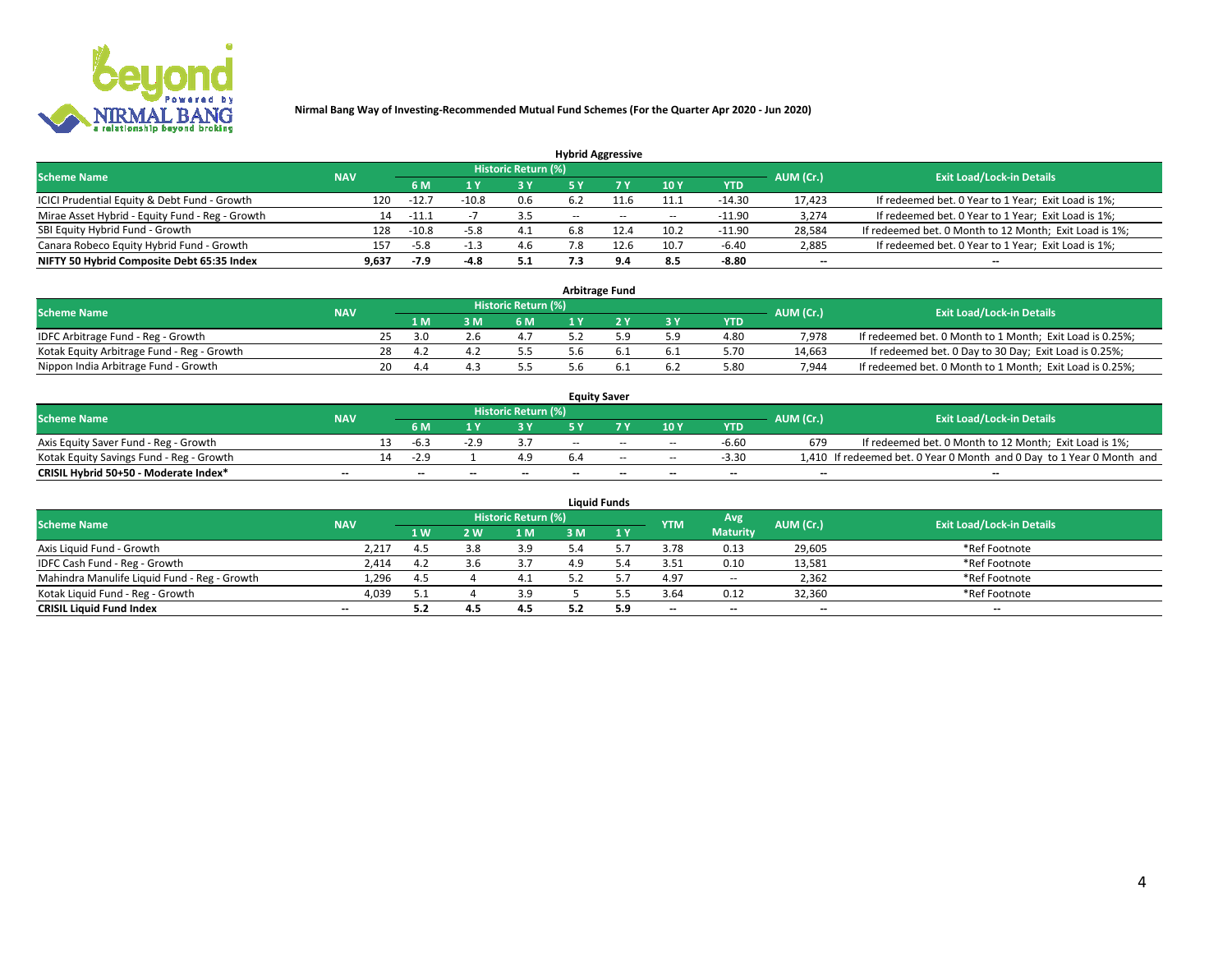**Nirmal Bang Way of Investing-Recommended Mutual Fund Schemes (For the Quarter Apr 2020 - Jun 2020)**

### Hybrid Aggressive

| Scheme Name | NAV | Historic Return (%) | | | | | | | AUM (Cr.) | Exit Load/Lock-in Details |
|---|---|---|---|---|---|---|---|---|---|---|
| | | 6 M | 1 Y | 3 Y | 5 Y | 7 Y | 10 Y | YTD | | |
| ICICI Prudential Equity & Debt Fund - Growth | 120 | -12.7 | -10.8 | 0.6 | 6.2 | 11.6 | 11.1 | -14.30 | 17,423 | If redeemed bet. 0 Year to 1 Year; Exit Load is 1%; |
| Mirae Asset Hybrid - Equity Fund - Reg - Growth | 14 | -11.1 | -7 | 3.5 | -- | -- | -- | -11.90 | 3,274 | If redeemed bet. 0 Year to 1 Year; Exit Load is 1%; |
| SBI Equity Hybrid Fund - Growth | 128 | -10.8 | -5.8 | 4.1 | 6.8 | 12.4 | 10.2 | -11.90 | 28,584 | If redeemed bet. 0 Month to 12 Month; Exit Load is 1%; |
| Canara Robeco Equity Hybrid Fund - Growth | 157 | -5.8 | -1.3 | 4.6 | 7.8 | 12.6 | 10.7 | -6.40 | 2,885 | If redeemed bet. 0 Year to 1 Year; Exit Load is 1%; |
| **NIFTY 50 Hybrid Composite Debt 65:35 Index** | **9,637** | **-7.9** | **-4.8** | **5.1** | **7.3** | **9.4** | **8.5** | **-8.80** | **--** | **--** |

### Arbitrage Fund

| Scheme Name | NAV | Historic Return (%) | | | | | | | AUM (Cr.) | Exit Load/Lock-in Details |
|---|---|---|---|---|---|---|---|---|---|---|
| | | 1 M | 3 M | 6 M | 1 Y | 2 Y | 3 Y | YTD | | |
| IDFC Arbitrage Fund - Reg - Growth | 25 | 3.0 | 2.6 | 4.7 | 5.2 | 5.9 | 5.9 | 4.80 | 7,978 | If redeemed bet. 0 Month to 1 Month; Exit Load is 0.25%; |
| Kotak Equity Arbitrage Fund - Reg - Growth | 28 | 4.2 | 4.2 | 5.5 | 5.6 | 6.1 | 6.1 | 5.70 | 14,663 | If redeemed bet. 0 Day to 30 Day; Exit Load is 0.25%; |
| Nippon India Arbitrage Fund - Growth | 20 | 4.4 | 4.3 | 5.5 | 5.6 | 6.1 | 6.2 | 5.80 | 7,944 | If redeemed bet. 0 Month to 1 Month; Exit Load is 0.25%; |

### Equity Saver

| Scheme Name | NAV | Historic Return (%) | | | | | | | AUM (Cr.) | Exit Load/Lock-in Details |
|---|---|---|---|---|---|---|---|---|---|---|
| | | 6 M | 1 Y | 3 Y | 5 Y | 7 Y | 10 Y | YTD | | |
| Axis Equity Saver Fund - Reg - Growth | 13 | -6.3 | -2.9 | 3.7 | -- | -- | -- | -6.60 | 679 | If redeemed bet. 0 Month to 12 Month; Exit Load is 1%; |
| Kotak Equity Savings Fund - Reg - Growth | 14 | -2.9 | 1 | 4.9 | 6.4 | -- | -- | -3.30 | 1,410 | If redeemed bet. 0 Year 0 Month and 0 Day to 1 Year 0 Month and |
| **CRISIL Hybrid 50+50 - Moderate Index*** | **--** | **--** | **--** | **--** | **--** | **--** | **--** | **--** | **--** | **--** |

### Liquid Funds

| Scheme Name | NAV | Historic Return (%) | | | | | YTM | Avg Maturity | AUM (Cr.) | Exit Load/Lock-in Details |
|---|---|---|---|---|---|---|---|---|---|---|
| | | 1 W | 2 W | 1 M | 3 M | 1 Y | | | | |
| Axis Liquid Fund - Growth | 2,217 | 4.5 | 3.8 | 3.9 | 5.4 | 5.7 | 3.78 | 0.13 | 29,605 | *Ref Footnote |
| IDFC Cash Fund - Reg - Growth | 2,414 | 4.2 | 3.6 | 3.7 | 4.9 | 5.4 | 3.51 | 0.10 | 13,581 | *Ref Footnote |
| Mahindra Manulife Liquid Fund - Reg - Growth | 1,296 | 4.5 | 4 | 4.1 | 5.2 | 5.7 | 4.97 | -- | 2,362 | *Ref Footnote |
| Kotak Liquid Fund - Reg - Growth | 4,039 | 5.1 | 4 | 3.9 | 5 | 5.5 | 3.64 | 0.12 | 32,360 | *Ref Footnote |
| **CRISIL Liquid Fund Index** | **--** | **5.2** | **4.5** | **4.5** | **5.2** | **5.9** | **--** | **--** | **--** | **--** |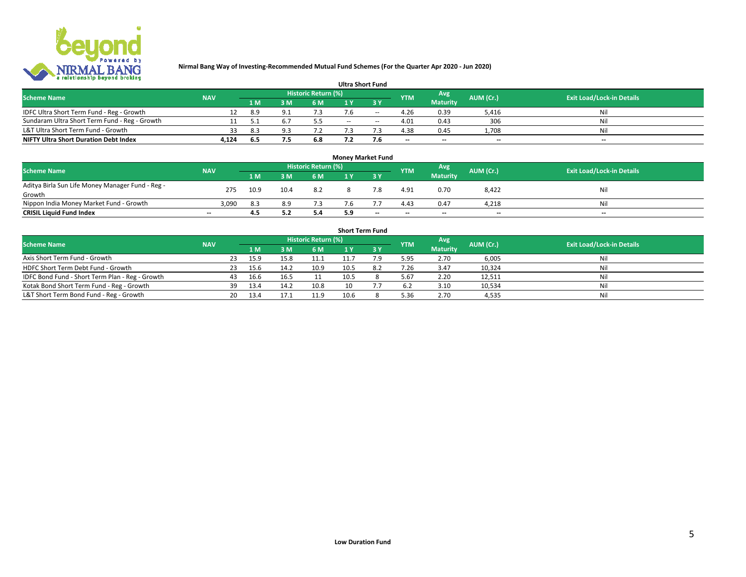**Nirmal Bang Way of Investing-Recommended Mutual Fund Schemes (For the Quarter Apr 2020 - Jun 2020)**

### Ultra Short Fund

| Scheme Name | NAV | Historic Return (%) | | | | | YTM | Avg Maturity | AUM (Cr.) | Exit Load/Lock-in Details |
|---|---|---|---|---|---|---|---|---|---|---|
| | | 1 M | 3 M | 6 M | 1 Y | 3 Y | | | | |
| IDFC Ultra Short Term Fund - Reg - Growth | 12 | 8.9 | 9.1 | 7.3 | 7.6 | -- | 4.26 | 0.39 | 5,416 | Nil |
| Sundaram Ultra Short Term Fund - Reg - Growth | 11 | 5.1 | 6.7 | 5.5 | -- | -- | 4.01 | 0.43 | 306 | Nil |
| L&T Ultra Short Term Fund - Growth | 33 | 8.3 | 9.3 | 7.2 | 7.3 | 7.3 | 4.38 | 0.45 | 1,708 | Nil |
| **NIFTY Ultra Short Duration Debt Index** | **4,124** | **6.5** | **7.5** | **6.8** | **7.2** | **7.6** | **--** | **--** | **--** | **--** |

### Money Market Fund

| Scheme Name | NAV | Historic Return (%) | | | | | YTM | Avg Maturity | AUM (Cr.) | Exit Load/Lock-in Details |
|---|---|---|---|---|---|---|---|---|---|---|
| | | 1 M | 3 M | 6 M | 1 Y | 3 Y | | | | |
| Aditya Birla Sun Life Money Manager Fund - Reg - Growth | 275 | 10.9 | 10.4 | 8.2 | 8 | 7.8 | 4.91 | 0.70 | 8,422 | Nil |
| Nippon India Money Market Fund - Growth | 3,090 | 8.3 | 8.9 | 7.3 | 7.6 | 7.7 | 4.43 | 0.47 | 4,218 | Nil |
| **CRISIL Liquid Fund Index** | **--** | **4.5** | **5.2** | **5.4** | **5.9** | **--** | **--** | **--** | **--** | **--** |

### Short Term Fund

| Scheme Name | NAV | Historic Return (%) | | | | | YTM | Avg Maturity | AUM (Cr.) | Exit Load/Lock-in Details |
|---|---|---|---|---|---|---|---|---|---|---|
| | | 1 M | 3 M | 6 M | 1 Y | 3 Y | | | | |
| Axis Short Term Fund - Growth | 23 | 15.9 | 15.8 | 11.1 | 11.7 | 7.9 | 5.95 | 2.70 | 6,005 | Nil |
| HDFC Short Term Debt Fund - Growth | 23 | 15.6 | 14.2 | 10.9 | 10.5 | 8.2 | 7.26 | 3.47 | 10,324 | Nil |
| IDFC Bond Fund - Short Term Plan - Reg - Growth | 43 | 16.6 | 16.5 | 11 | 10.5 | 8 | 5.67 | 2.20 | 12,511 | Nil |
| Kotak Bond Short Term Fund - Reg - Growth | 39 | 13.4 | 14.2 | 10.8 | 10 | 7.7 | 6.2 | 3.10 | 10,534 | Nil |
| L&T Short Term Bond Fund - Reg - Growth | 20 | 13.4 | 17.1 | 11.9 | 10.6 | 8 | 5.36 | 2.70 | 4,535 | Nil |

**Low Duration Fund**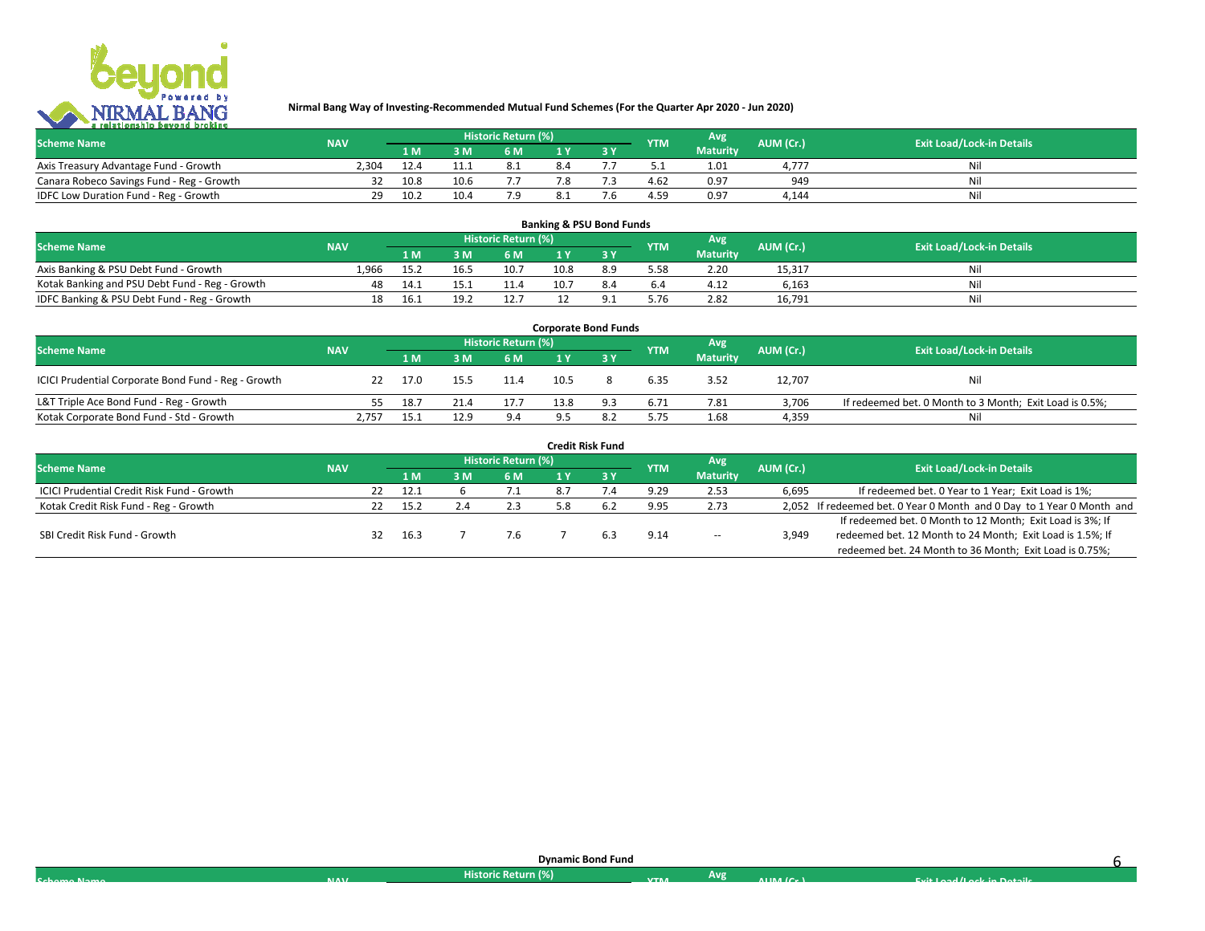**Nirmal Bang Way of Investing-Recommended Mutual Fund Schemes (For the Quarter Apr 2020 - Jun 2020)**

| Scheme Name | NAV | Historic Return (%) | | | | | YTM | Avg Maturity | AUM (Cr.) | Exit Load/Lock-in Details |
|---|---|---|---|---|---|---|---|---|---|---|
| | | 1 M | 3 M | 6 M | 1 Y | 3 Y | | | | |
| Axis Treasury Advantage Fund - Growth | 2,304 | 12.4 | 11.1 | 8.1 | 8.4 | 7.7 | 5.1 | 1.01 | 4,777 | Nil |
| Canara Robeco Savings Fund - Reg - Growth | 32 | 10.8 | 10.6 | 7.7 | 7.8 | 7.3 | 4.62 | 0.97 | 949 | Nil |
| IDFC Low Duration Fund - Reg - Growth | 29 | 10.2 | 10.4 | 7.9 | 8.1 | 7.6 | 4.59 | 0.97 | 4,144 | Nil |

**Banking & PSU Bond Funds**

| Scheme Name | NAV | Historic Return (%) | | | | | YTM | Avg Maturity | AUM (Cr.) | Exit Load/Lock-in Details |
|---|---|---|---|---|---|---|---|---|---|---|
| | | 1 M | 3 M | 6 M | 1 Y | 3 Y | | | | |
| Axis Banking & PSU Debt Fund - Growth | 1,966 | 15.2 | 16.5 | 10.7 | 10.8 | 8.9 | 5.58 | 2.20 | 15,317 | Nil |
| Kotak Banking and PSU Debt Fund - Reg - Growth | 48 | 14.1 | 15.1 | 11.4 | 10.7 | 8.4 | 6.4 | 4.12 | 6,163 | Nil |
| IDFC Banking & PSU Debt Fund - Reg - Growth | 18 | 16.1 | 19.2 | 12.7 | 12 | 9.1 | 5.76 | 2.82 | 16,791 | Nil |

**Corporate Bond Funds**

| Scheme Name | NAV | Historic Return (%) | | | | | YTM | Avg Maturity | AUM (Cr.) | Exit Load/Lock-in Details |
|---|---|---|---|---|---|---|---|---|---|---|
| | | 1 M | 3 M | 6 M | 1 Y | 3 Y | | | | |
| ICICI Prudential Corporate Bond Fund - Reg - Growth | 22 | 17.0 | 15.5 | 11.4 | 10.5 | 8 | 6.35 | 3.52 | 12,707 | Nil |
| L&T Triple Ace Bond Fund - Reg - Growth | 55 | 18.7 | 21.4 | 17.7 | 13.8 | 9.3 | 6.71 | 7.81 | 3,706 | If redeemed bet. 0 Month to 3 Month; Exit Load is 0.5%; |
| Kotak Corporate Bond Fund - Std - Growth | 2,757 | 15.1 | 12.9 | 9.4 | 9.5 | 8.2 | 5.75 | 1.68 | 4,359 | Nil |

**Credit Risk Fund**

| Scheme Name | NAV | Historic Return (%) | | | | | YTM | Avg Maturity | AUM (Cr.) | Exit Load/Lock-in Details |
|---|---|---|---|---|---|---|---|---|---|---|
| | | 1 M | 3 M | 6 M | 1 Y | 3 Y | | | | |
| ICICI Prudential Credit Risk Fund - Growth | 22 | 12.1 | 6 | 7.1 | 8.7 | 7.4 | 9.29 | 2.53 | 6,695 | If redeemed bet. 0 Year to 1 Year; Exit Load is 1%; |
| Kotak Credit Risk Fund - Reg - Growth | 22 | 15.2 | 2.4 | 2.3 | 5.8 | 6.2 | 9.95 | 2.73 | 2,052 | If redeemed bet. 0 Year 0 Month and 0 Day to 1 Year 0 Month and |
| SBI Credit Risk Fund - Growth | 32 | 16.3 | 7 | 7.6 | 7 | 6.3 | 9.14 | -- | 3,949 | If redeemed bet. 0 Month to 12 Month; Exit Load is 3%; If redeemed bet. 12 Month to 24 Month; Exit Load is 1.5%; If redeemed bet. 24 Month to 36 Month; Exit Load is 0.75%; |

**Dynamic Bond Fund**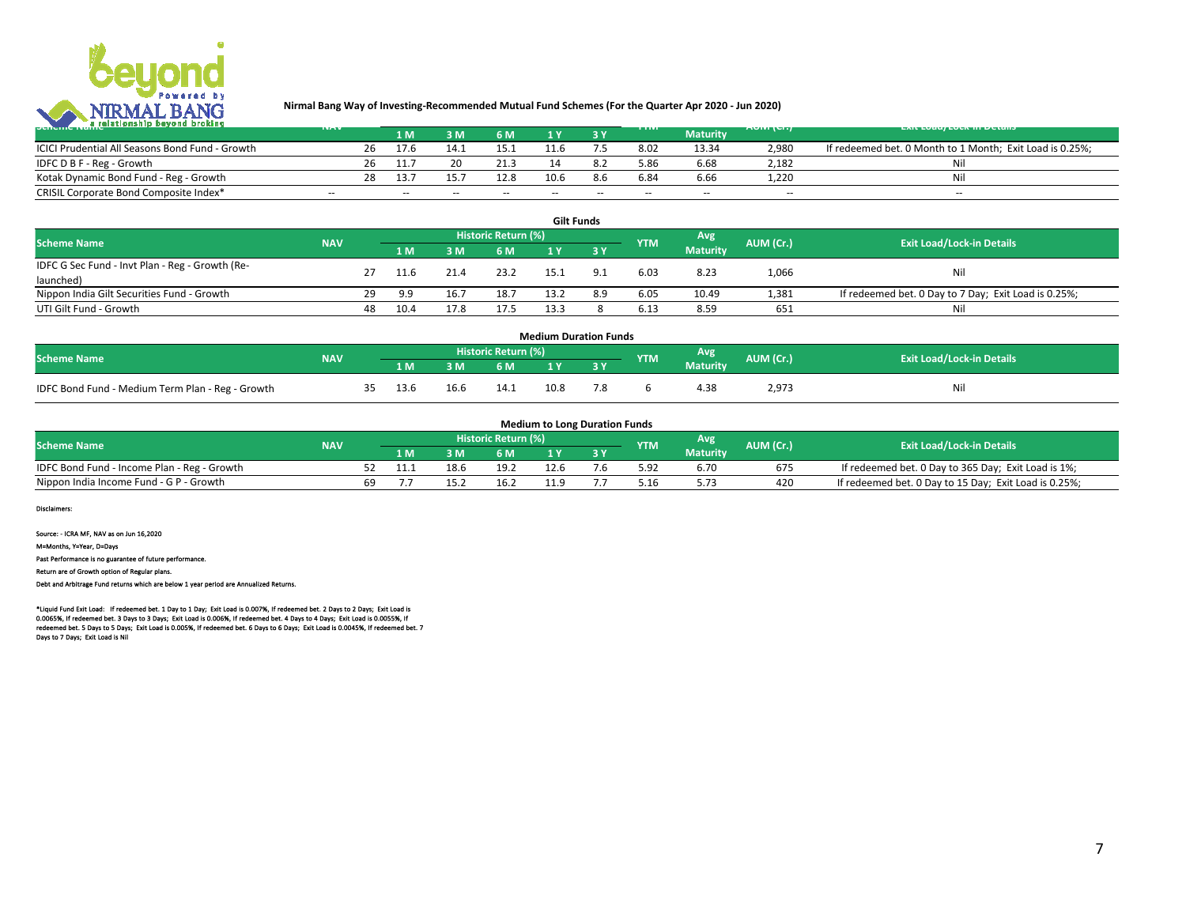**Nirmal Bang Way of Investing-Recommended Mutual Fund Schemes (For the Quarter Apr 2020 - Jun 2020)**

| Scheme Name | NAV | 1 M | 3 M | 6 M | 1 Y | 3 Y | YTM | Avg Maturity | AUM (Cr.) | Exit Load/Lock-in Details |
|---|---|---|---|---|---|---|---|---|---|---|
| ICICI Prudential All Seasons Bond Fund - Growth | 26 | 17.6 | 14.1 | 15.1 | 11.6 | 7.5 | 8.02 | 13.34 | 2,980 | If redeemed bet. 0 Month to 1 Month; Exit Load is 0.25%; |
| IDFC D B F - Reg - Growth | 26 | 11.7 | 20 | 21.3 | 14 | 8.2 | 5.86 | 6.68 | 2,182 | Nil |
| Kotak Dynamic Bond Fund - Reg - Growth | 28 | 13.7 | 15.7 | 12.8 | 10.6 | 8.6 | 6.84 | 6.66 | 1,220 | Nil |
| CRISIL Corporate Bond Composite Index* | -- | -- | -- | -- | -- | -- | -- | -- | -- | -- |

### Gilt Funds

| Scheme Name | NAV | Historic Return (%) | | | | | YTM | Avg Maturity | AUM (Cr.) | Exit Load/Lock-in Details |
|---|---|---|---|---|---|---|---|---|---|---|
| | | 1 M | 3 M | 6 M | 1 Y | 3 Y | | | | |
| IDFC G Sec Fund - Invt Plan - Reg - Growth (Re-launched) | 27 | 11.6 | 21.4 | 23.2 | 15.1 | 9.1 | 6.03 | 8.23 | 1,066 | Nil |
| Nippon India Gilt Securities Fund - Growth | 29 | 9.9 | 16.7 | 18.7 | 13.2 | 8.9 | 6.05 | 10.49 | 1,381 | If redeemed bet. 0 Day to 7 Day; Exit Load is 0.25%; |
| UTI Gilt Fund - Growth | 48 | 10.4 | 17.8 | 17.5 | 13.3 | 8 | 6.13 | 8.59 | 651 | Nil |

### Medium Duration Funds

| Scheme Name | NAV | Historic Return (%) | | | | | YTM | Avg Maturity | AUM (Cr.) | Exit Load/Lock-in Details |
|---|---|---|---|---|---|---|---|---|---|---|
| | | 1 M | 3 M | 6 M | 1 Y | 3 Y | | | | |
| IDFC Bond Fund - Medium Term Plan - Reg - Growth | 35 | 13.6 | 16.6 | 14.1 | 10.8 | 7.8 | 6 | 4.38 | 2,973 | Nil |

### Medium to Long Duration Funds

| Scheme Name | NAV | Historic Return (%) | | | | | YTM | Avg Maturity | AUM (Cr.) | Exit Load/Lock-in Details |
|---|---|---|---|---|---|---|---|---|---|---|
| | | 1 M | 3 M | 6 M | 1 Y | 3 Y | | | | |
| IDFC Bond Fund - Income Plan - Reg - Growth | 52 | 11.1 | 18.6 | 19.2 | 12.6 | 7.6 | 5.92 | 6.70 | 675 | If redeemed bet. 0 Day to 365 Day; Exit Load is 1%; |
| Nippon India Income Fund - G P - Growth | 69 | 7.7 | 15.2 | 16.2 | 11.9 | 7.7 | 5.16 | 5.73 | 420 | If redeemed bet. 0 Day to 15 Day; Exit Load is 0.25%; |

Disclaimers:

Source: - ICRA MF, NAV as on Jun 16,2020

M=Months, Y=Year, D=Days

Past Performance is no guarantee of future performance.

Return are of Growth option of Regular plans.

Debt and Arbitrage Fund returns which are below 1 year period are Annualized Returns.

*Liquid Fund Exit Load: If redeemed bet. 1 Day to 1 Day; Exit Load is 0.007%, If redeemed bet. 2 Days to 2 Days; Exit Load is 0.0065%, If redeemed bet. 3 Days to 3 Days; Exit Load is 0.006%, If redeemed bet. 4 Days to 4 Days; Exit Load is 0.0055%, If redeemed bet. 5 Days to 5 Days; Exit Load is 0.005%, If redeemed bet. 6 Days to 6 Days; Exit Load is 0.0045%, If redeemed bet. 7 Days to 7 Days; Exit Load is Nil